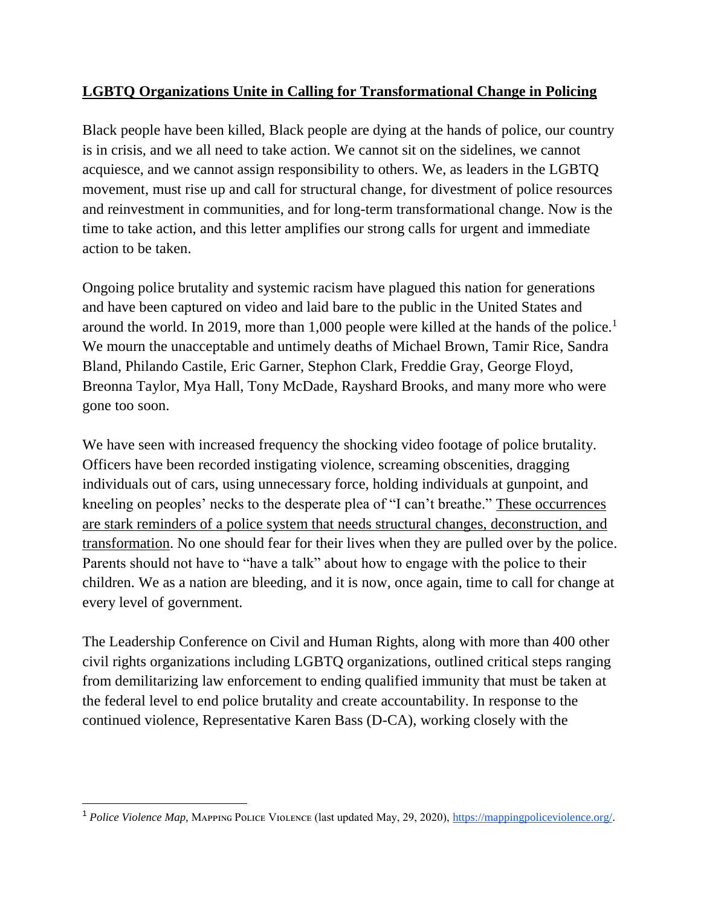**<u>LGBTQ Organizations Unite in Calling for Transformational Change in Policing</u>**

Black people have been killed, Black people are dying at the hands of police, our country is in crisis, and we all need to take action. We cannot sit on the sidelines, we cannot acquiesce, and we cannot assign responsibility to others. We, as leaders in the LGBTQ movement, must rise up and call for structural change, for divestment of police resources and reinvestment in communities, and for long-term transformational change. Now is the time to take action, and this letter amplifies our strong calls for urgent and immediate action to be taken.

Ongoing police brutality and systemic racism have plagued this nation for generations and have been captured on video and laid bare to the public in the United States and around the world. In 2019, more than 1,000 people were killed at the hands of the police.[1] We mourn the unacceptable and untimely deaths of Michael Brown, Tamir Rice, Sandra Bland, Philando Castile, Eric Garner, Stephon Clark, Freddie Gray, George Floyd, Breonna Taylor, Mya Hall, Tony McDade, Rayshard Brooks, and many more who were gone too soon.

We have seen with increased frequency the shocking video footage of police brutality. Officers have been recorded instigating violence, screaming obscenities, dragging individuals out of cars, using unnecessary force, holding individuals at gunpoint, and kneeling on peoples' necks to the desperate plea of "I can't breathe." <u>These occurrences are stark reminders of a police system that needs structural changes, deconstruction, and transformation</u>. No one should fear for their lives when they are pulled over by the police. Parents should not have to "have a talk" about how to engage with the police to their children. We as a nation are bleeding, and it is now, once again, time to call for change at every level of government.

The Leadership Conference on Civil and Human Rights, along with more than 400 other civil rights organizations including LGBTQ organizations, outlined critical steps ranging from demilitarizing law enforcement to ending qualified immunity that must be taken at the federal level to end police brutality and create accountability. In response to the continued violence, Representative Karen Bass (D-CA), working closely with the

---

[1] *Police Violence Map,* Mapping Police Violence (last updated May, 29, 2020), https://mappingpoliceviolence.org/.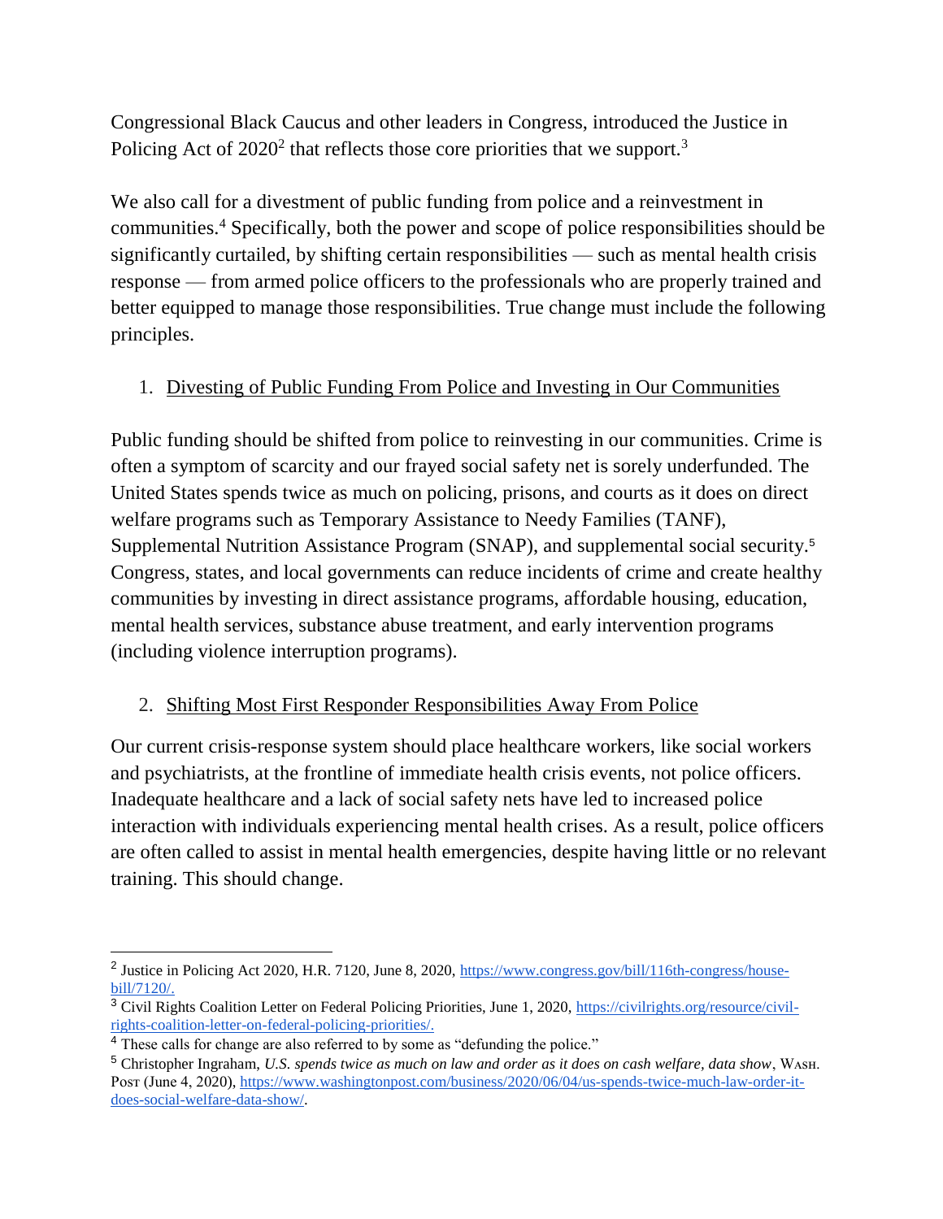Congressional Black Caucus and other leaders in Congress, introduced the Justice in Policing Act of 2020[2] that reflects those core priorities that we support.[3]

We also call for a divestment of public funding from police and a reinvestment in communities.[4] Specifically, both the power and scope of police responsibilities should be significantly curtailed, by shifting certain responsibilities — such as mental health crisis response — from armed police officers to the professionals who are properly trained and better equipped to manage those responsibilities. True change must include the following principles.

1. Divesting of Public Funding From Police and Investing in Our Communities

Public funding should be shifted from police to reinvesting in our communities. Crime is often a symptom of scarcity and our frayed social safety net is sorely underfunded. The United States spends twice as much on policing, prisons, and courts as it does on direct welfare programs such as Temporary Assistance to Needy Families (TANF), Supplemental Nutrition Assistance Program (SNAP), and supplemental social security.[5] Congress, states, and local governments can reduce incidents of crime and create healthy communities by investing in direct assistance programs, affordable housing, education, mental health services, substance abuse treatment, and early intervention programs (including violence interruption programs).

2. Shifting Most First Responder Responsibilities Away From Police

Our current crisis-response system should place healthcare workers, like social workers and psychiatrists, at the frontline of immediate health crisis events, not police officers. Inadequate healthcare and a lack of social safety nets have led to increased police interaction with individuals experiencing mental health crises. As a result, police officers are often called to assist in mental health emergencies, despite having little or no relevant training. This should change.

---

[2] Justice in Policing Act 2020, H.R. 7120, June 8, 2020, https://www.congress.gov/bill/116th-congress/house-bill/7120/.

[3] Civil Rights Coalition Letter on Federal Policing Priorities, June 1, 2020, https://civilrights.org/resource/civil-rights-coalition-letter-on-federal-policing-priorities/.

[4] These calls for change are also referred to by some as "defunding the police."

[5] Christopher Ingraham, *U.S. spends twice as much on law and order as it does on cash welfare, data show*, Wash. Post (June 4, 2020), https://www.washingtonpost.com/business/2020/06/04/us-spends-twice-much-law-order-it-does-social-welfare-data-show/.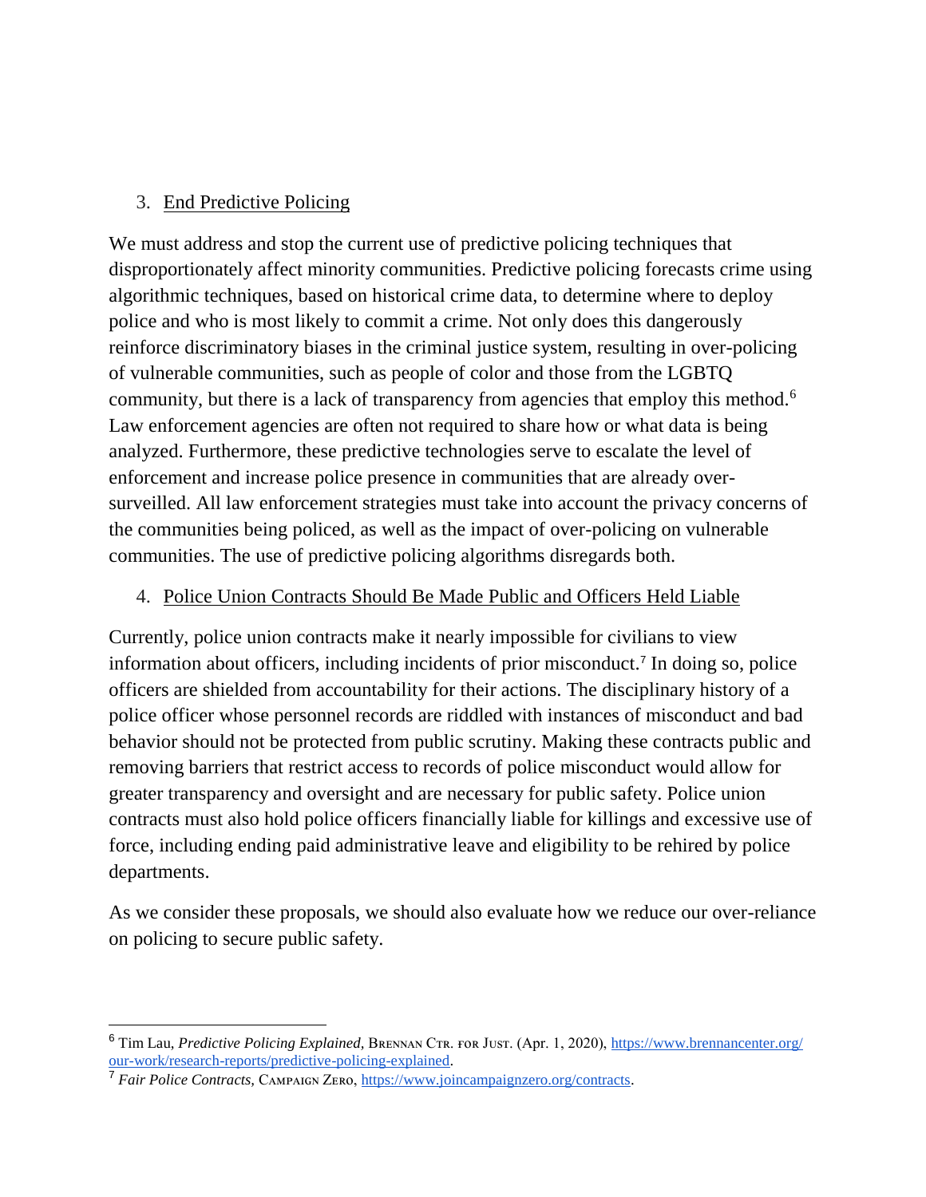3. <u>End Predictive Policing</u>

We must address and stop the current use of predictive policing techniques that disproportionately affect minority communities. Predictive policing forecasts crime using algorithmic techniques, based on historical crime data, to determine where to deploy police and who is most likely to commit a crime. Not only does this dangerously reinforce discriminatory biases in the criminal justice system, resulting in over-policing of vulnerable communities, such as people of color and those from the LGBTQ community, but there is a lack of transparency from agencies that employ this method.[6] Law enforcement agencies are often not required to share how or what data is being analyzed. Furthermore, these predictive technologies serve to escalate the level of enforcement and increase police presence in communities that are already over-surveilled. All law enforcement strategies must take into account the privacy concerns of the communities being policed, as well as the impact of over-policing on vulnerable communities. The use of predictive policing algorithms disregards both.

4. <u>Police Union Contracts Should Be Made Public and Officers Held Liable</u>

Currently, police union contracts make it nearly impossible for civilians to view information about officers, including incidents of prior misconduct.[7] In doing so, police officers are shielded from accountability for their actions. The disciplinary history of a police officer whose personnel records are riddled with instances of misconduct and bad behavior should not be protected from public scrutiny. Making these contracts public and removing barriers that restrict access to records of police misconduct would allow for greater transparency and oversight and are necessary for public safety. Police union contracts must also hold police officers financially liable for killings and excessive use of force, including ending paid administrative leave and eligibility to be rehired by police departments.

As we consider these proposals, we should also evaluate how we reduce our over-reliance on policing to secure public safety.

---

[6] Tim Lau, *Predictive Policing Explained*, Brennan Ctr. for Just. (Apr. 1, 2020), https://www.brennancenter.org/our-work/research-reports/predictive-policing-explained.

[7] *Fair Police Contracts*, Campaign Zero, https://www.joincampaignzero.org/contracts.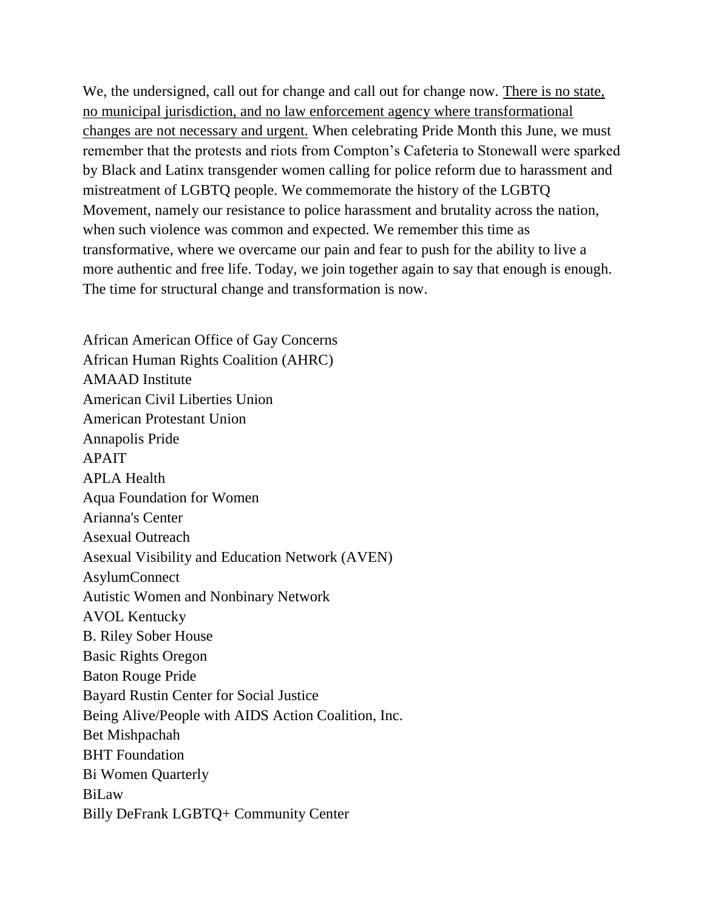We, the undersigned, call out for change and call out for change now. <u>There is no state, no municipal jurisdiction, and no law enforcement agency where transformational changes are not necessary and urgent.</u> When celebrating Pride Month this June, we must remember that the protests and riots from Compton's Cafeteria to Stonewall were sparked by Black and Latinx transgender women calling for police reform due to harassment and mistreatment of LGBTQ people. We commemorate the history of the LGBTQ Movement, namely our resistance to police harassment and brutality across the nation, when such violence was common and expected. We remember this time as transformative, where we overcame our pain and fear to push for the ability to live a more authentic and free life. Today, we join together again to say that enough is enough. The time for structural change and transformation is now.

African American Office of Gay Concerns
African Human Rights Coalition (AHRC)
AMAAD Institute
American Civil Liberties Union
American Protestant Union
Annapolis Pride
APAIT
APLA Health
Aqua Foundation for Women
Arianna's Center
Asexual Outreach
Asexual Visibility and Education Network (AVEN)
AsylumConnect
Autistic Women and Nonbinary Network
AVOL Kentucky
B. Riley Sober House
Basic Rights Oregon
Baton Rouge Pride
Bayard Rustin Center for Social Justice
Being Alive/People with AIDS Action Coalition, Inc.
Bet Mishpachah
BHT Foundation
Bi Women Quarterly
BiLaw
Billy DeFrank LGBTQ+ Community Center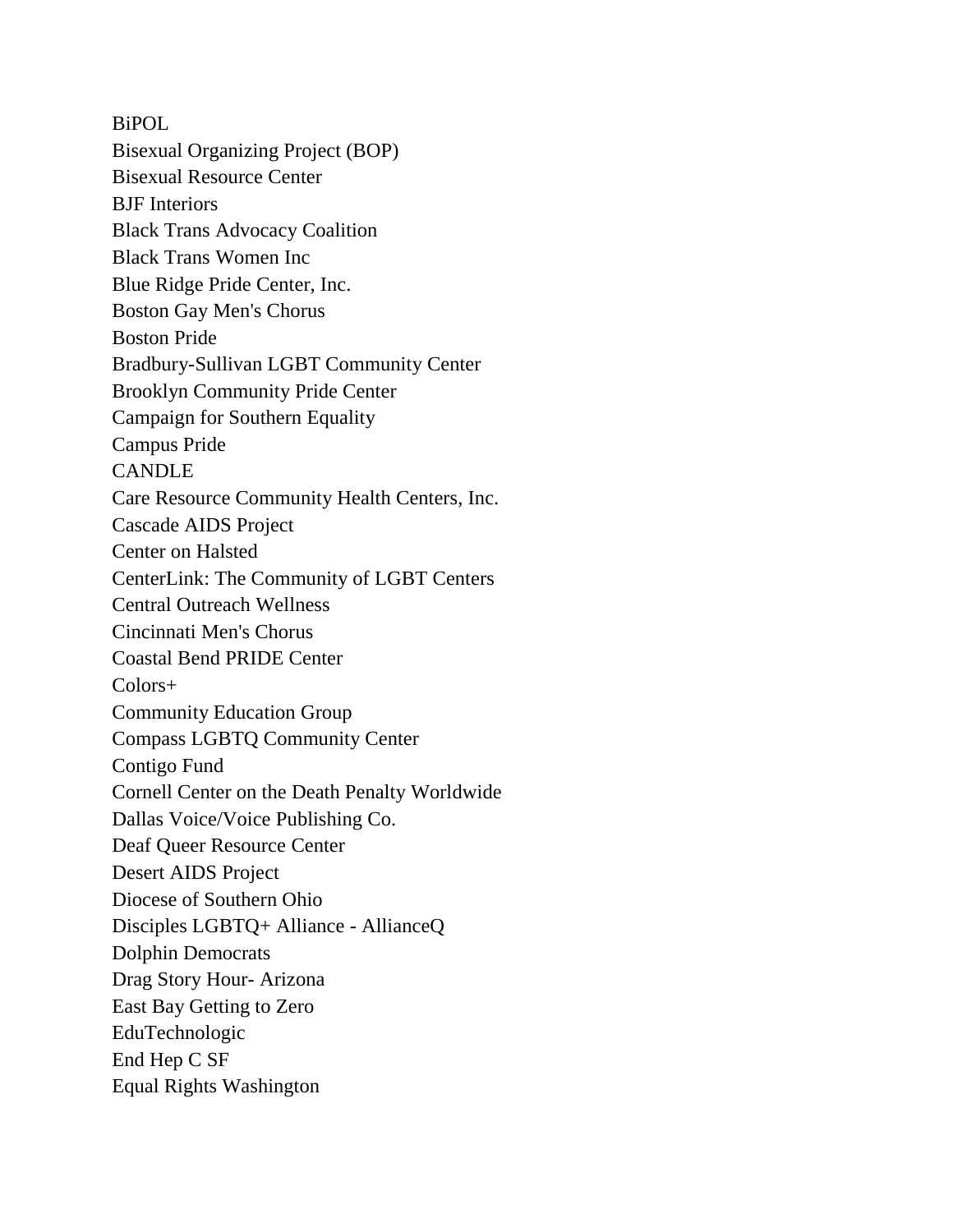BiPOL
Bisexual Organizing Project (BOP)
Bisexual Resource Center
BJF Interiors
Black Trans Advocacy Coalition
Black Trans Women Inc
Blue Ridge Pride Center, Inc.
Boston Gay Men's Chorus
Boston Pride
Bradbury-Sullivan LGBT Community Center
Brooklyn Community Pride Center
Campaign for Southern Equality
Campus Pride
CANDLE
Care Resource Community Health Centers, Inc.
Cascade AIDS Project
Center on Halsted
CenterLink: The Community of LGBT Centers
Central Outreach Wellness
Cincinnati Men's Chorus
Coastal Bend PRIDE Center
Colors+
Community Education Group
Compass LGBTQ Community Center
Contigo Fund
Cornell Center on the Death Penalty Worldwide
Dallas Voice/Voice Publishing Co.
Deaf Queer Resource Center
Desert AIDS Project
Diocese of Southern Ohio
Disciples LGBTQ+ Alliance - AllianceQ
Dolphin Democrats
Drag Story Hour- Arizona
East Bay Getting to Zero
EduTechnologic
End Hep C SF
Equal Rights Washington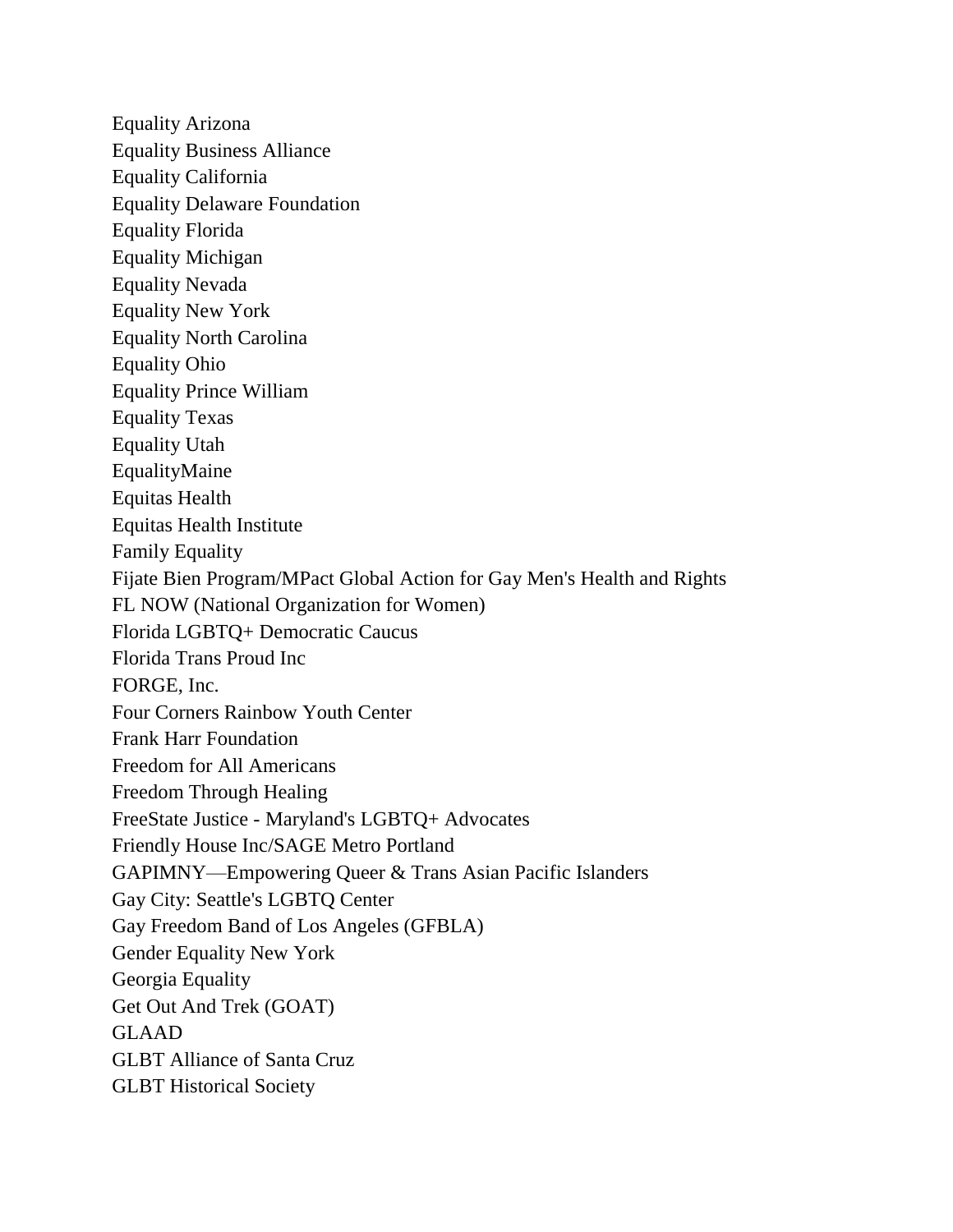Equality Arizona
Equality Business Alliance
Equality California
Equality Delaware Foundation
Equality Florida
Equality Michigan
Equality Nevada
Equality New York
Equality North Carolina
Equality Ohio
Equality Prince William
Equality Texas
Equality Utah
EqualityMaine
Equitas Health
Equitas Health Institute
Family Equality
Fijate Bien Program/MPact Global Action for Gay Men's Health and Rights
FL NOW (National Organization for Women)
Florida LGBTQ+ Democratic Caucus
Florida Trans Proud Inc
FORGE, Inc.
Four Corners Rainbow Youth Center
Frank Harr Foundation
Freedom for All Americans
Freedom Through Healing
FreeState Justice - Maryland's LGBTQ+ Advocates
Friendly House Inc/SAGE Metro Portland
GAPIMNY—Empowering Queer & Trans Asian Pacific Islanders
Gay City: Seattle's LGBTQ Center
Gay Freedom Band of Los Angeles (GFBLA)
Gender Equality New York
Georgia Equality
Get Out And Trek (GOAT)
GLAAD
GLBT Alliance of Santa Cruz
GLBT Historical Society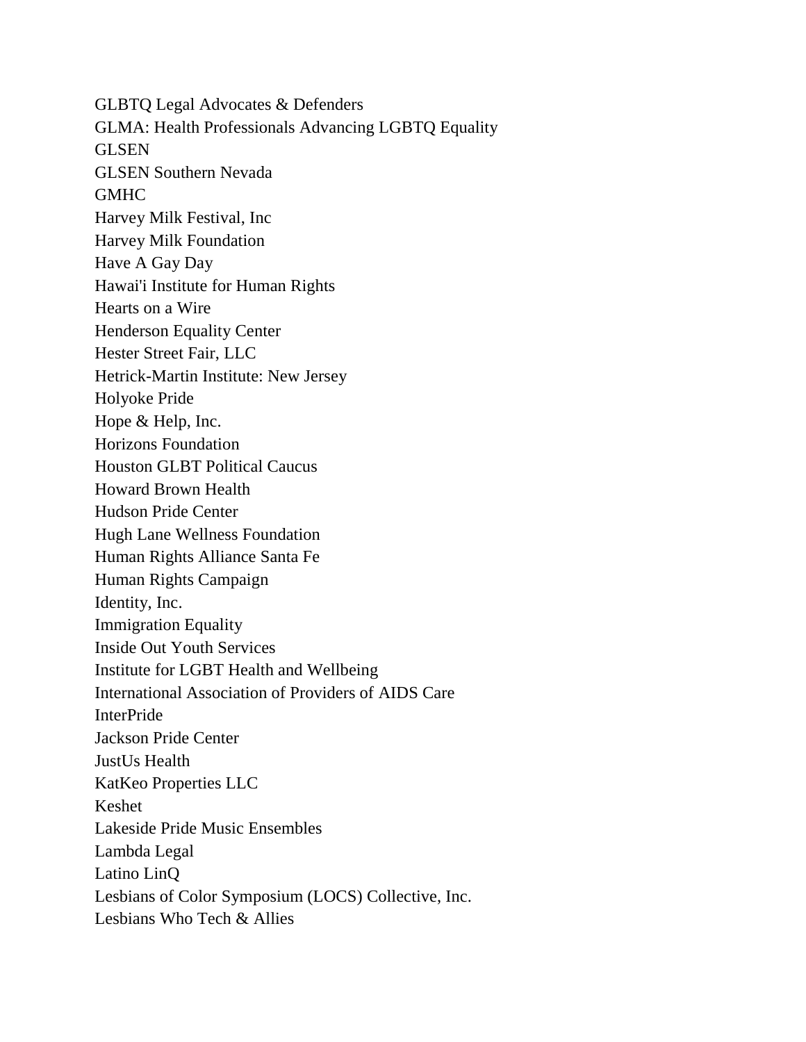GLBTQ Legal Advocates & Defenders
GLMA: Health Professionals Advancing LGBTQ Equality
GLSEN
GLSEN Southern Nevada
GMHC
Harvey Milk Festival, Inc
Harvey Milk Foundation
Have A Gay Day
Hawai'i Institute for Human Rights
Hearts on a Wire
Henderson Equality Center
Hester Street Fair, LLC
Hetrick-Martin Institute: New Jersey
Holyoke Pride
Hope & Help, Inc.
Horizons Foundation
Houston GLBT Political Caucus
Howard Brown Health
Hudson Pride Center
Hugh Lane Wellness Foundation
Human Rights Alliance Santa Fe
Human Rights Campaign
Identity, Inc.
Immigration Equality
Inside Out Youth Services
Institute for LGBT Health and Wellbeing
International Association of Providers of AIDS Care
InterPride
Jackson Pride Center
JustUs Health
KatKeo Properties LLC
Keshet
Lakeside Pride Music Ensembles
Lambda Legal
Latino LinQ
Lesbians of Color Symposium (LOCS) Collective, Inc.
Lesbians Who Tech & Allies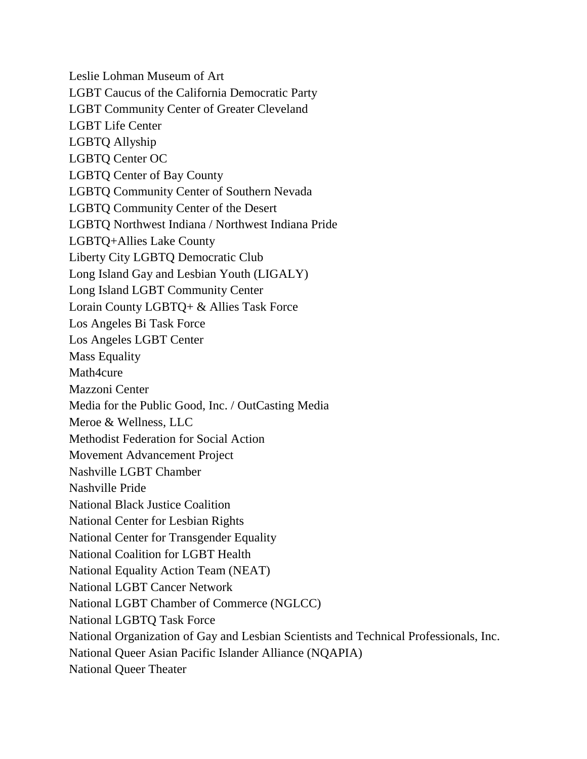Leslie Lohman Museum of Art
LGBT Caucus of the California Democratic Party
LGBT Community Center of Greater Cleveland
LGBT Life Center
LGBTQ Allyship
LGBTQ Center OC
LGBTQ Center of Bay County
LGBTQ Community Center of Southern Nevada
LGBTQ Community Center of the Desert
LGBTQ Northwest Indiana / Northwest Indiana Pride
LGBTQ+Allies Lake County
Liberty City LGBTQ Democratic Club
Long Island Gay and Lesbian Youth (LIGALY)
Long Island LGBT Community Center
Lorain County LGBTQ+ & Allies Task Force
Los Angeles Bi Task Force
Los Angeles LGBT Center
Mass Equality
Math4cure
Mazzoni Center
Media for the Public Good, Inc. / OutCasting Media
Meroe & Wellness, LLC
Methodist Federation for Social Action
Movement Advancement Project
Nashville LGBT Chamber
Nashville Pride
National Black Justice Coalition
National Center for Lesbian Rights
National Center for Transgender Equality
National Coalition for LGBT Health
National Equality Action Team (NEAT)
National LGBT Cancer Network
National LGBT Chamber of Commerce (NGLCC)
National LGBTQ Task Force
National Organization of Gay and Lesbian Scientists and Technical Professionals, Inc.
National Queer Asian Pacific Islander Alliance (NQAPIA)
National Queer Theater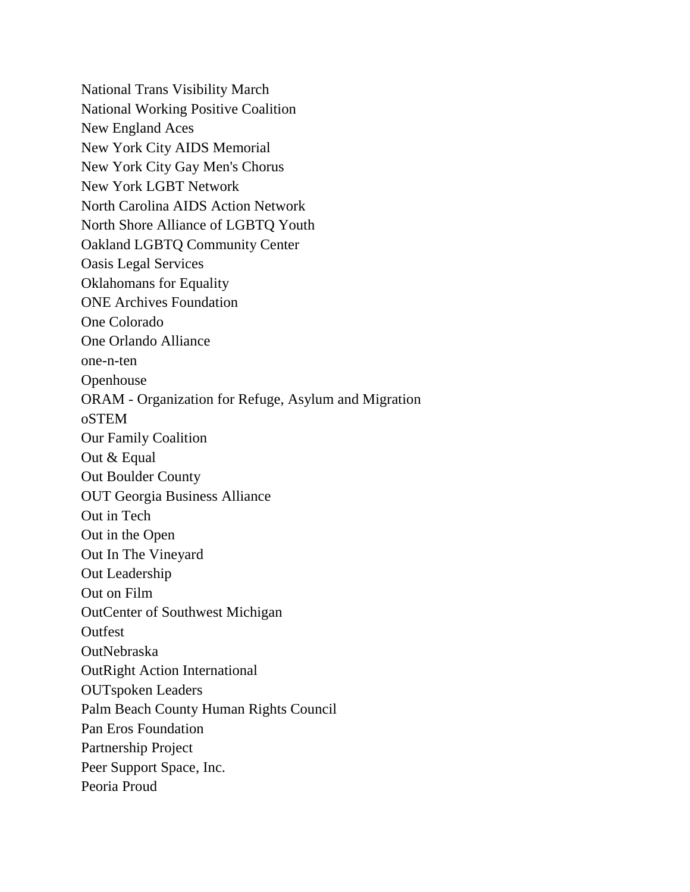National Trans Visibility March
National Working Positive Coalition
New England Aces
New York City AIDS Memorial
New York City Gay Men's Chorus
New York LGBT Network
North Carolina AIDS Action Network
North Shore Alliance of LGBTQ Youth
Oakland LGBTQ Community Center
Oasis Legal Services
Oklahomans for Equality
ONE Archives Foundation
One Colorado
One Orlando Alliance
one-n-ten
Openhouse
ORAM - Organization for Refuge, Asylum and Migration
oSTEM
Our Family Coalition
Out & Equal
Out Boulder County
OUT Georgia Business Alliance
Out in Tech
Out in the Open
Out In The Vineyard
Out Leadership
Out on Film
OutCenter of Southwest Michigan
Outfest
OutNebraska
OutRight Action International
OUTspoken Leaders
Palm Beach County Human Rights Council
Pan Eros Foundation
Partnership Project
Peer Support Space, Inc.
Peoria Proud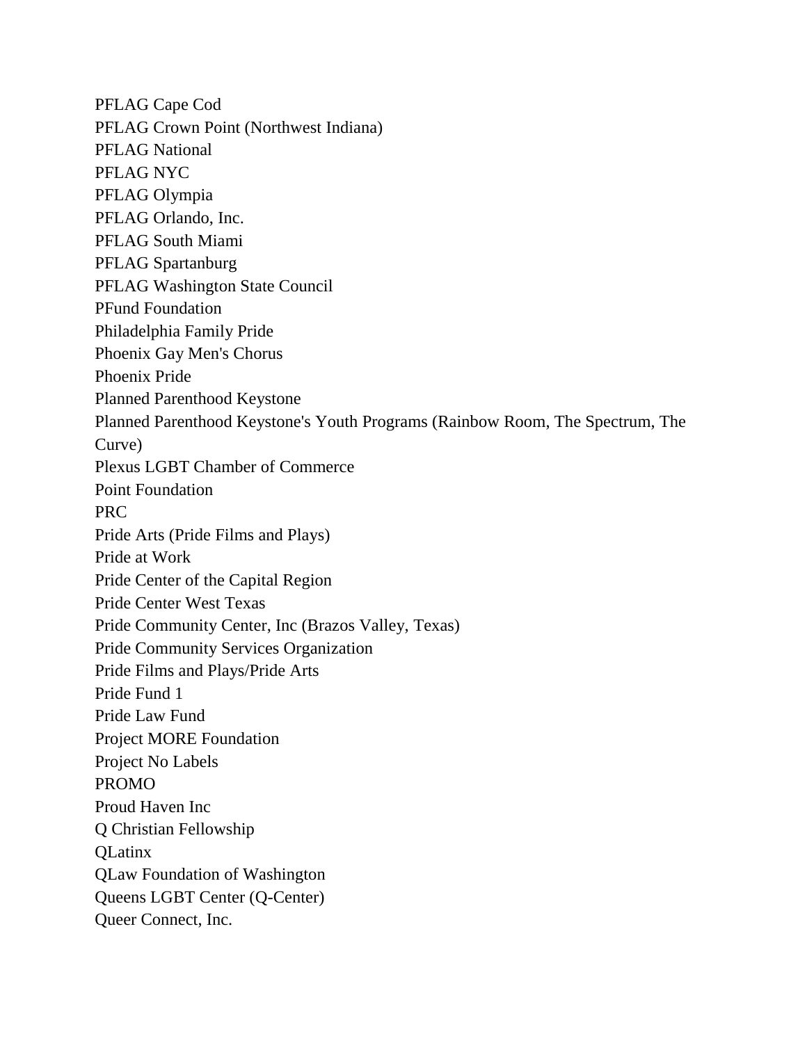PFLAG Cape Cod
PFLAG Crown Point (Northwest Indiana)
PFLAG National
PFLAG NYC
PFLAG Olympia
PFLAG Orlando, Inc.
PFLAG South Miami
PFLAG Spartanburg
PFLAG Washington State Council
PFund Foundation
Philadelphia Family Pride
Phoenix Gay Men's Chorus
Phoenix Pride
Planned Parenthood Keystone
Planned Parenthood Keystone's Youth Programs (Rainbow Room, The Spectrum, The Curve)
Plexus LGBT Chamber of Commerce
Point Foundation
PRC
Pride Arts (Pride Films and Plays)
Pride at Work
Pride Center of the Capital Region
Pride Center West Texas
Pride Community Center, Inc (Brazos Valley, Texas)
Pride Community Services Organization
Pride Films and Plays/Pride Arts
Pride Fund 1
Pride Law Fund
Project MORE Foundation
Project No Labels
PROMO
Proud Haven Inc
Q Christian Fellowship
QLatinx
QLaw Foundation of Washington
Queens LGBT Center (Q-Center)
Queer Connect, Inc.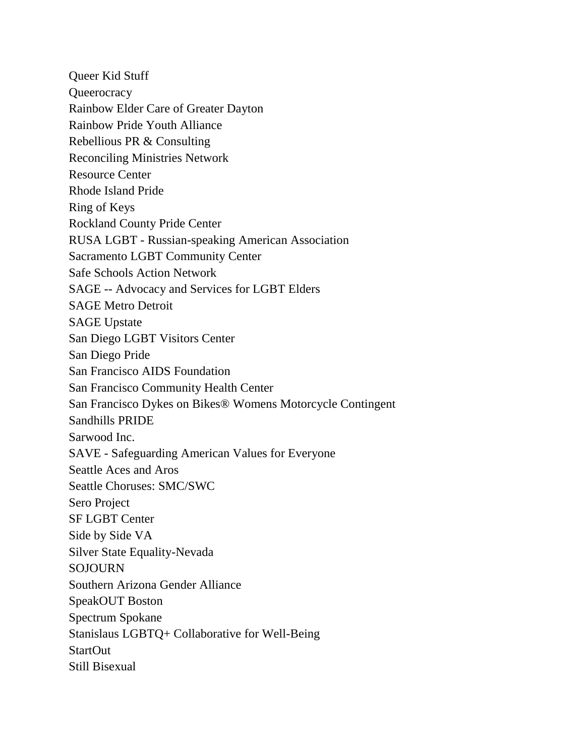Queer Kid Stuff
Queerocracy
Rainbow Elder Care of Greater Dayton
Rainbow Pride Youth Alliance
Rebellious PR & Consulting
Reconciling Ministries Network
Resource Center
Rhode Island Pride
Ring of Keys
Rockland County Pride Center
RUSA LGBT - Russian-speaking American Association
Sacramento LGBT Community Center
Safe Schools Action Network
SAGE -- Advocacy and Services for LGBT Elders
SAGE Metro Detroit
SAGE Upstate
San Diego LGBT Visitors Center
San Diego Pride
San Francisco AIDS Foundation
San Francisco Community Health Center
San Francisco Dykes on Bikes® Womens Motorcycle Contingent
Sandhills PRIDE
Sarwood Inc.
SAVE - Safeguarding American Values for Everyone
Seattle Aces and Aros
Seattle Choruses: SMC/SWC
Sero Project
SF LGBT Center
Side by Side VA
Silver State Equality-Nevada
SOJOURN
Southern Arizona Gender Alliance
SpeakOUT Boston
Spectrum Spokane
Stanislaus LGBTQ+ Collaborative for Well-Being
StartOut
Still Bisexual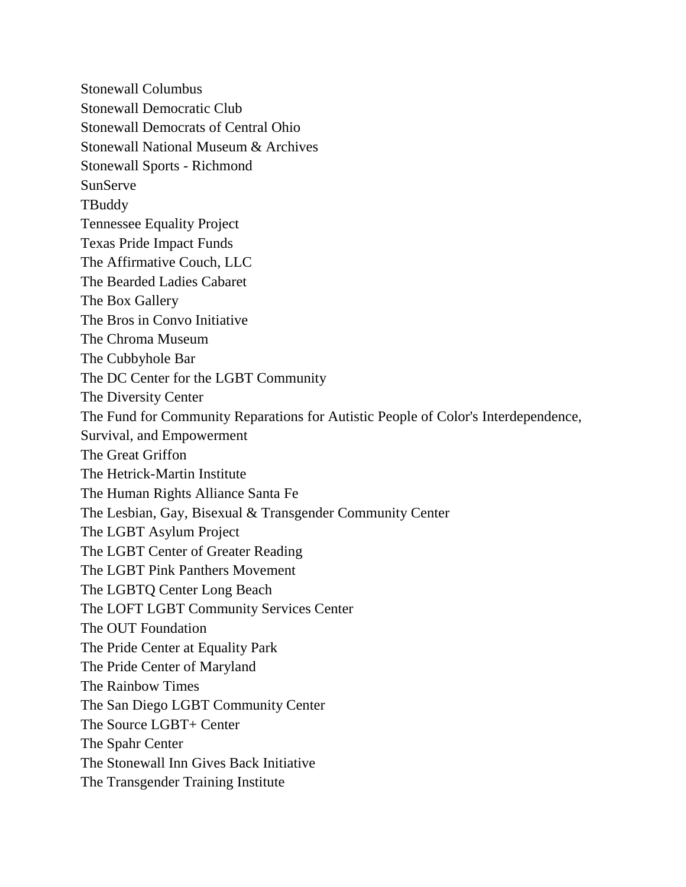Stonewall Columbus  
Stonewall Democratic Club  
Stonewall Democrats of Central Ohio  
Stonewall National Museum & Archives  
Stonewall Sports - Richmond  
SunServe  
TBuddy  
Tennessee Equality Project  
Texas Pride Impact Funds  
The Affirmative Couch, LLC  
The Bearded Ladies Cabaret  
The Box Gallery  
The Bros in Convo Initiative  
The Chroma Museum  
The Cubbyhole Bar  
The DC Center for the LGBT Community  
The Diversity Center  
The Fund for Community Reparations for Autistic People of Color's Interdependence, Survival, and Empowerment  
The Great Griffon  
The Hetrick-Martin Institute  
The Human Rights Alliance Santa Fe  
The Lesbian, Gay, Bisexual & Transgender Community Center  
The LGBT Asylum Project  
The LGBT Center of Greater Reading  
The LGBT Pink Panthers Movement  
The LGBTQ Center Long Beach  
The LOFT LGBT Community Services Center  
The OUT Foundation  
The Pride Center at Equality Park  
The Pride Center of Maryland  
The Rainbow Times  
The San Diego LGBT Community Center  
The Source LGBT+ Center  
The Spahr Center  
The Stonewall Inn Gives Back Initiative  
The Transgender Training Institute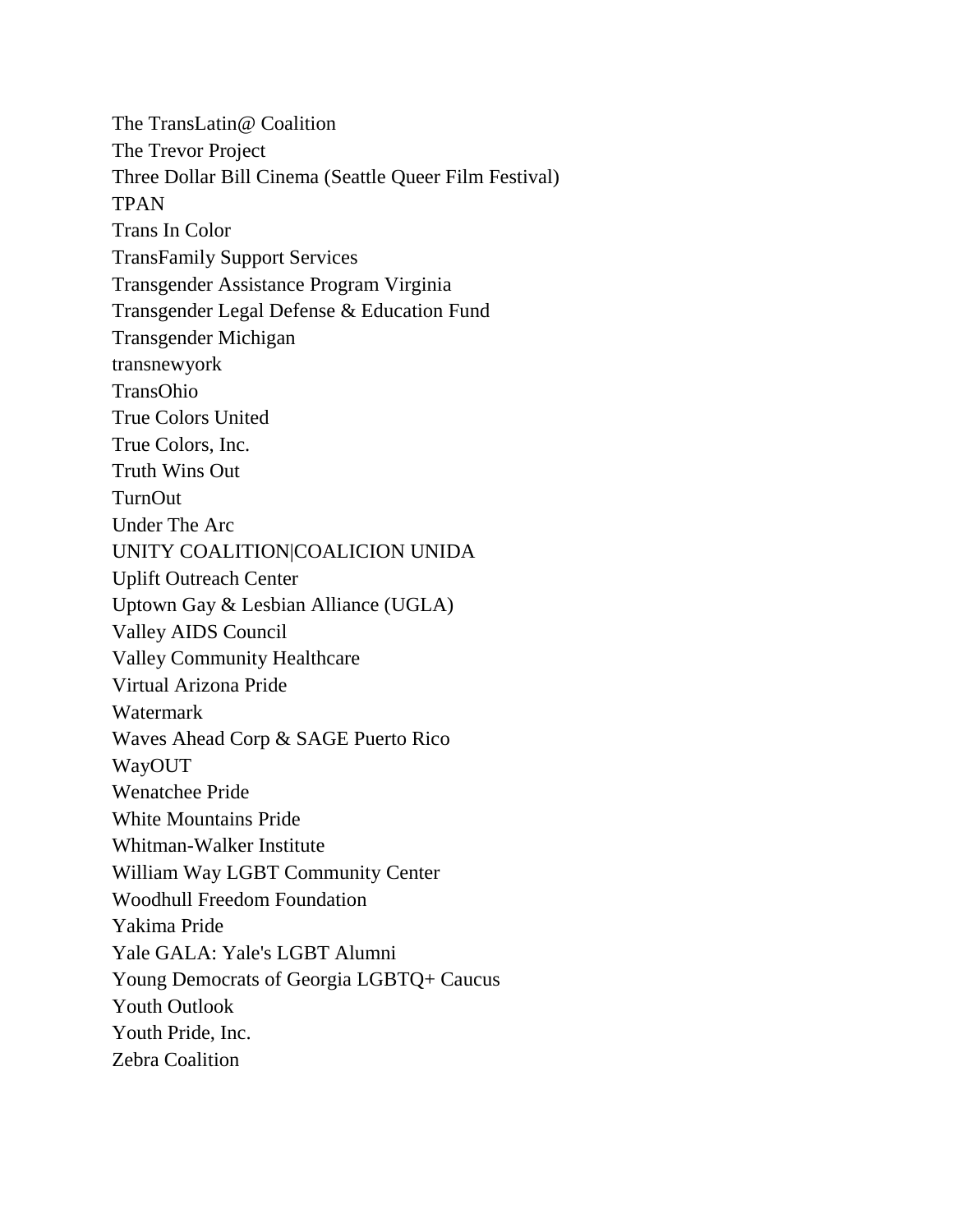The TransLatin@ Coalition
The Trevor Project
Three Dollar Bill Cinema (Seattle Queer Film Festival)
TPAN
Trans In Color
TransFamily Support Services
Transgender Assistance Program Virginia
Transgender Legal Defense & Education Fund
Transgender Michigan
transnewyork
TransOhio
True Colors United
True Colors, Inc.
Truth Wins Out
TurnOut
Under The Arc
UNITY COALITION|COALICION UNIDA
Uplift Outreach Center
Uptown Gay & Lesbian Alliance (UGLA)
Valley AIDS Council
Valley Community Healthcare
Virtual Arizona Pride
Watermark
Waves Ahead Corp & SAGE Puerto Rico
WayOUT
Wenatchee Pride
White Mountains Pride
Whitman-Walker Institute
William Way LGBT Community Center
Woodhull Freedom Foundation
Yakima Pride
Yale GALA: Yale's LGBT Alumni
Young Democrats of Georgia LGBTQ+ Caucus
Youth Outlook
Youth Pride, Inc.
Zebra Coalition